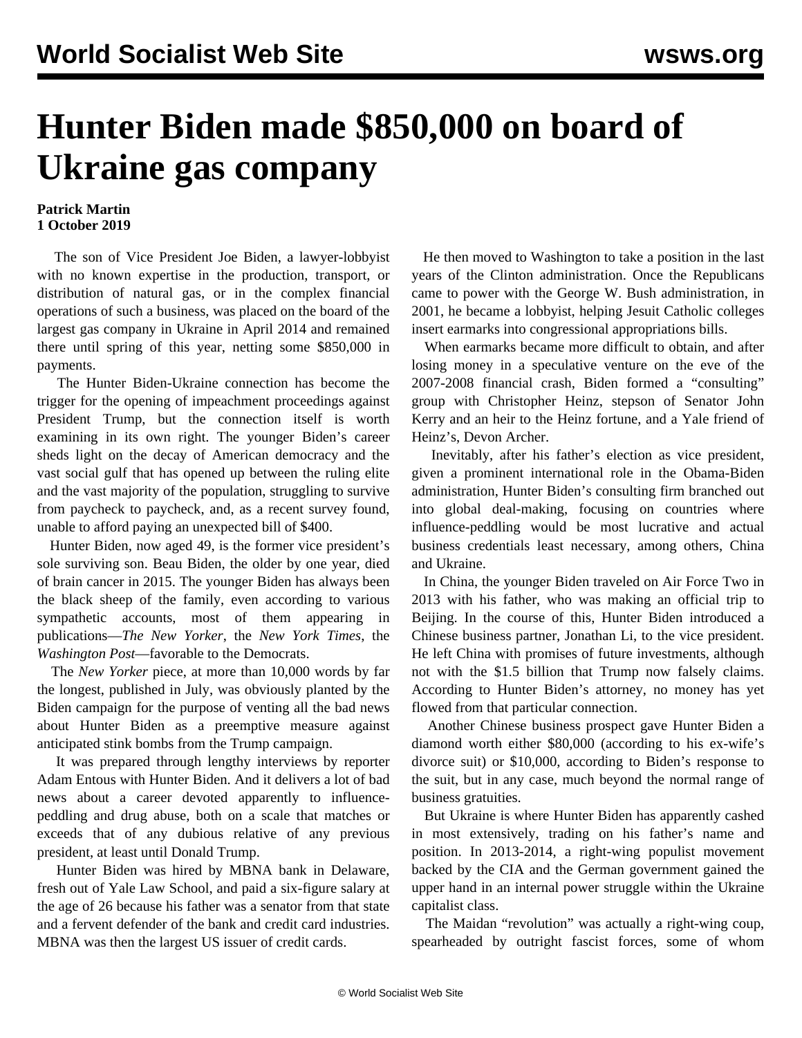# Hunter Biden made $850,000 on board of Ukraine gas company

**Patrick Martin**
**1 October 2019**

The son of Vice President Joe Biden, a lawyer-lobbyist with no known expertise in the production, transport, or distribution of natural gas, or in the complex financial operations of such a business, was placed on the board of the largest gas company in Ukraine in April 2014 and remained there until spring of this year, netting some $850,000 in payments.

The Hunter Biden-Ukraine connection has become the trigger for the opening of impeachment proceedings against President Trump, but the connection itself is worth examining in its own right. The younger Biden's career sheds light on the decay of American democracy and the vast social gulf that has opened up between the ruling elite and the vast majority of the population, struggling to survive from paycheck to paycheck, and, as a recent survey found, unable to afford paying an unexpected bill of $400.

Hunter Biden, now aged 49, is the former vice president's sole surviving son. Beau Biden, the older by one year, died of brain cancer in 2015. The younger Biden has always been the black sheep of the family, even according to various sympathetic accounts, most of them appearing in publications—*The New Yorker*, the *New York Times*, the *Washington Post*—favorable to the Democrats.

The *New Yorker* piece, at more than 10,000 words by far the longest, published in July, was obviously planted by the Biden campaign for the purpose of venting all the bad news about Hunter Biden as a preemptive measure against anticipated stink bombs from the Trump campaign.

It was prepared through lengthy interviews by reporter Adam Entous with Hunter Biden. And it delivers a lot of bad news about a career devoted apparently to influence-peddling and drug abuse, both on a scale that matches or exceeds that of any dubious relative of any previous president, at least until Donald Trump.

Hunter Biden was hired by MBNA bank in Delaware, fresh out of Yale Law School, and paid a six-figure salary at the age of 26 because his father was a senator from that state and a fervent defender of the bank and credit card industries. MBNA was then the largest US issuer of credit cards.

He then moved to Washington to take a position in the last years of the Clinton administration. Once the Republicans came to power with the George W. Bush administration, in 2001, he became a lobbyist, helping Jesuit Catholic colleges insert earmarks into congressional appropriations bills.

When earmarks became more difficult to obtain, and after losing money in a speculative venture on the eve of the 2007-2008 financial crash, Biden formed a "consulting" group with Christopher Heinz, stepson of Senator John Kerry and an heir to the Heinz fortune, and a Yale friend of Heinz's, Devon Archer.

Inevitably, after his father's election as vice president, given a prominent international role in the Obama-Biden administration, Hunter Biden's consulting firm branched out into global deal-making, focusing on countries where influence-peddling would be most lucrative and actual business credentials least necessary, among others, China and Ukraine.

In China, the younger Biden traveled on Air Force Two in 2013 with his father, who was making an official trip to Beijing. In the course of this, Hunter Biden introduced a Chinese business partner, Jonathan Li, to the vice president. He left China with promises of future investments, although not with the $1.5 billion that Trump now falsely claims. According to Hunter Biden's attorney, no money has yet flowed from that particular connection.

Another Chinese business prospect gave Hunter Biden a diamond worth either $80,000 (according to his ex-wife's divorce suit) or $10,000, according to Biden's response to the suit, but in any case, much beyond the normal range of business gratuities.

But Ukraine is where Hunter Biden has apparently cashed in most extensively, trading on his father's name and position. In 2013-2014, a right-wing populist movement backed by the CIA and the German government gained the upper hand in an internal power struggle within the Ukraine capitalist class.

The Maidan "revolution" was actually a right-wing coup, spearheaded by outright fascist forces, some of whom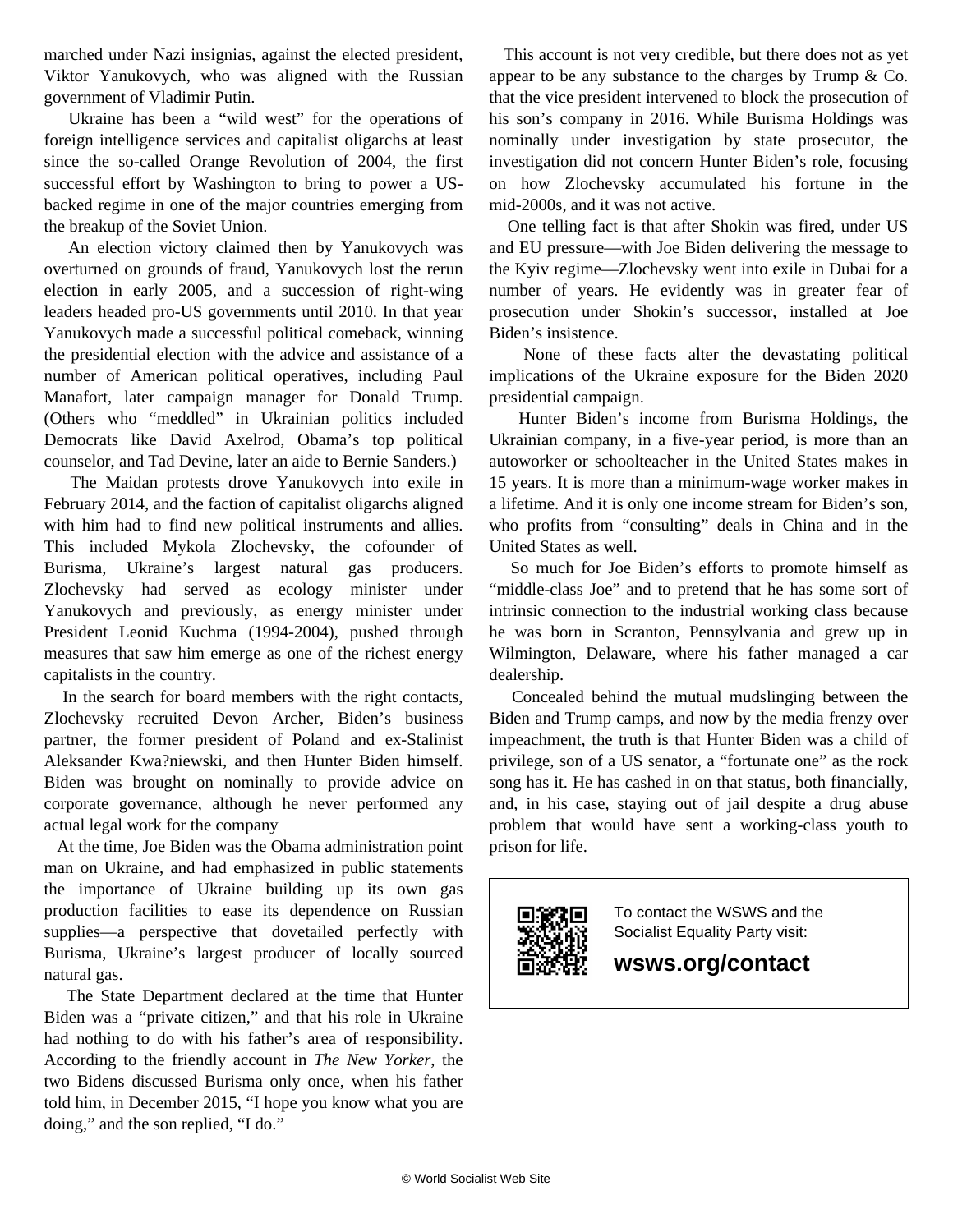marched under Nazi insignias, against the elected president, Viktor Yanukovych, who was aligned with the Russian government of Vladimir Putin.

Ukraine has been a "wild west" for the operations of foreign intelligence services and capitalist oligarchs at least since the so-called Orange Revolution of 2004, the first successful effort by Washington to bring to power a US-backed regime in one of the major countries emerging from the breakup of the Soviet Union.

An election victory claimed then by Yanukovych was overturned on grounds of fraud, Yanukovych lost the rerun election in early 2005, and a succession of right-wing leaders headed pro-US governments until 2010. In that year Yanukovych made a successful political comeback, winning the presidential election with the advice and assistance of a number of American political operatives, including Paul Manafort, later campaign manager for Donald Trump. (Others who "meddled" in Ukrainian politics included Democrats like David Axelrod, Obama's top political counselor, and Tad Devine, later an aide to Bernie Sanders.)

The Maidan protests drove Yanukovych into exile in February 2014, and the faction of capitalist oligarchs aligned with him had to find new political instruments and allies. This included Mykola Zlochevsky, the cofounder of Burisma, Ukraine's largest natural gas producers. Zlochevsky had served as ecology minister under Yanukovych and previously, as energy minister under President Leonid Kuchma (1994-2004), pushed through measures that saw him emerge as one of the richest energy capitalists in the country.

In the search for board members with the right contacts, Zlochevsky recruited Devon Archer, Biden's business partner, the former president of Poland and ex-Stalinist Aleksander Kwa?niewski, and then Hunter Biden himself. Biden was brought on nominally to provide advice on corporate governance, although he never performed any actual legal work for the company

At the time, Joe Biden was the Obama administration point man on Ukraine, and had emphasized in public statements the importance of Ukraine building up its own gas production facilities to ease its dependence on Russian supplies—a perspective that dovetailed perfectly with Burisma, Ukraine's largest producer of locally sourced natural gas.

The State Department declared at the time that Hunter Biden was a "private citizen," and that his role in Ukraine had nothing to do with his father's area of responsibility. According to the friendly account in *The New Yorker*, the two Bidens discussed Burisma only once, when his father told him, in December 2015, "I hope you know what you are doing," and the son replied, "I do."

This account is not very credible, but there does not as yet appear to be any substance to the charges by Trump & Co. that the vice president intervened to block the prosecution of his son's company in 2016. While Burisma Holdings was nominally under investigation by state prosecutor, the investigation did not concern Hunter Biden's role, focusing on how Zlochevsky accumulated his fortune in the mid-2000s, and it was not active.

One telling fact is that after Shokin was fired, under US and EU pressure—with Joe Biden delivering the message to the Kyiv regime—Zlochevsky went into exile in Dubai for a number of years. He evidently was in greater fear of prosecution under Shokin's successor, installed at Joe Biden's insistence.

None of these facts alter the devastating political implications of the Ukraine exposure for the Biden 2020 presidential campaign.

Hunter Biden's income from Burisma Holdings, the Ukrainian company, in a five-year period, is more than an autoworker or schoolteacher in the United States makes in 15 years. It is more than a minimum-wage worker makes in a lifetime. And it is only one income stream for Biden's son, who profits from "consulting" deals in China and in the United States as well.

So much for Joe Biden's efforts to promote himself as "middle-class Joe" and to pretend that he has some sort of intrinsic connection to the industrial working class because he was born in Scranton, Pennsylvania and grew up in Wilmington, Delaware, where his father managed a car dealership.

Concealed behind the mutual mudslinging between the Biden and Trump camps, and now by the media frenzy over impeachment, the truth is that Hunter Biden was a child of privilege, son of a US senator, a "fortunate one" as the rock song has it. He has cashed in on that status, both financially, and, in his case, staying out of jail despite a drug abuse problem that would have sent a working-class youth to prison for life.

To contact the WSWS and the Socialist Equality Party visit:

**wsws.org/contact**